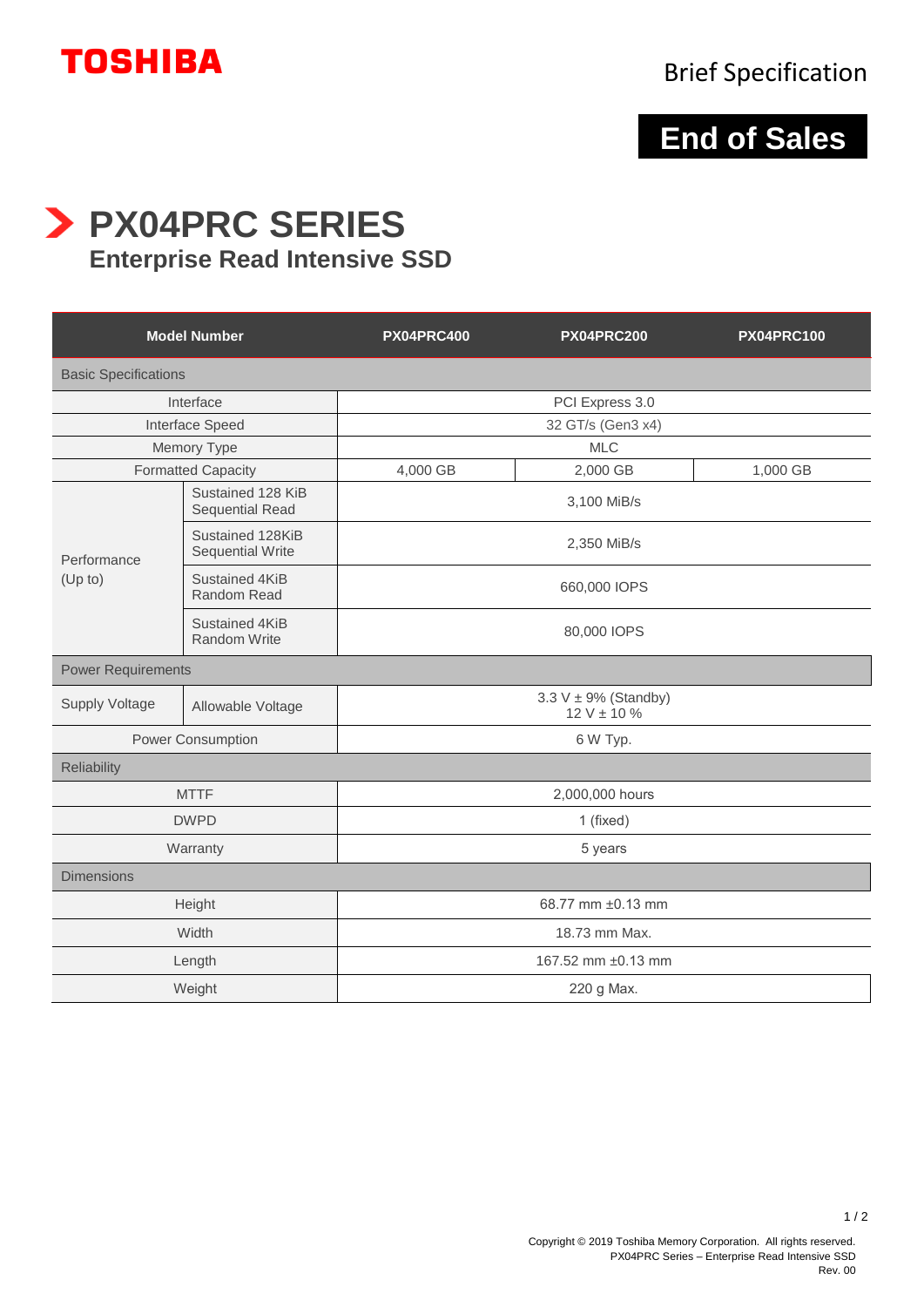TOSHIBA

Brief Specification

**End of Sales**

# PX04PRC SERIES

## Enterprise Read Intensive SSD

| Model Number | | PX04PRC400 | PX04PRC200 | PX04PRC100 |
|---|---|---|---|---|
| Basic Specifications | | | | |
| Interface | | PCI Express 3.0 | | |
| Interface Speed | | 32 GT/s (Gen3 x4) | | |
| Memory Type | | MLC | | |
| Formatted Capacity | | 4,000 GB | 2,000 GB | 1,000 GB |
| Performance (Up to) | Sustained 128 KiB Sequential Read | 3,100 MiB/s | | |
| | Sustained 128KiB Sequential Write | 2,350 MiB/s | | |
| | Sustained 4KiB Random Read | 660,000 IOPS | | |
| | Sustained 4KiB Random Write | 80,000 IOPS | | |
| Power Requirements | | | | |
| Supply Voltage | Allowable Voltage | 3.3 V ± 9% (Standby)<br>12 V ± 10 % | | |
| Power Consumption | | 6 W Typ. | | |
| Reliability | | | | |
| MTTF | | 2,000,000 hours | | |
| DWPD | | 1 (fixed) | | |
| Warranty | | 5 years | | |
| Dimensions | | | | |
| Height | | 68.77 mm ±0.13 mm | | |
| Width | | 18.73 mm Max. | | |
| Length | | 167.52 mm ±0.13 mm | | |
| Weight | | 220 g Max. | | |

Copyright © 2019 Toshiba Memory Corporation. All rights reserved.
PX04PRC Series – Enterprise Read Intensive SSD
Rev. 00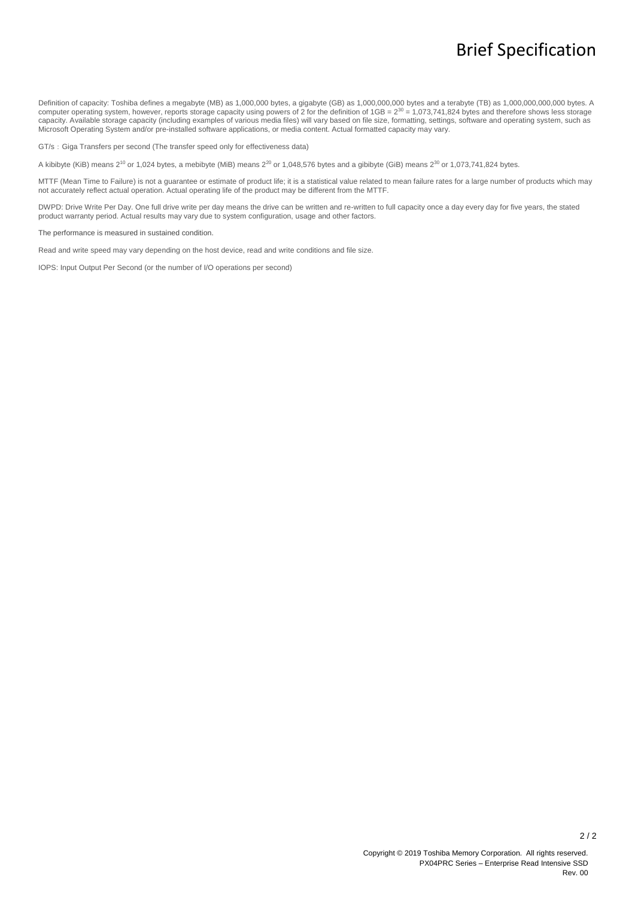# Brief Specification

Definition of capacity: Toshiba defines a megabyte (MB) as 1,000,000 bytes, a gigabyte (GB) as 1,000,000,000 bytes and a terabyte (TB) as 1,000,000,000,000 bytes. A computer operating system, however, reports storage capacity using powers of 2 for the definition of 1GB = $2^{30}$ = 1,073,741,824 bytes and therefore shows less storage capacity. Available storage capacity (including examples of various media files) will vary based on file size, formatting, settings, software and operating system, such as Microsoft Operating System and/or pre-installed software applications, or media content. Actual formatted capacity may vary.

GT/s：Giga Transfers per second (The transfer speed only for effectiveness data)

A kibibyte (KiB) means $2^{10}$ or 1,024 bytes, a mebibyte (MiB) means $2^{20}$ or 1,048,576 bytes and a gibibyte (GiB) means $2^{30}$ or 1,073,741,824 bytes.

MTTF (Mean Time to Failure) is not a guarantee or estimate of product life; it is a statistical value related to mean failure rates for a large number of products which may not accurately reflect actual operation. Actual operating life of the product may be different from the MTTF.

DWPD: Drive Write Per Day. One full drive write per day means the drive can be written and re-written to full capacity once a day every day for five years, the stated product warranty period. Actual results may vary due to system configuration, usage and other factors.

The performance is measured in sustained condition.

Read and write speed may vary depending on the host device, read and write conditions and file size.

IOPS: Input Output Per Second (or the number of I/O operations per second)

Copyright © 2019 Toshiba Memory Corporation. All rights reserved.
PX04PRC Series – Enterprise Read Intensive SSD
Rev. 00